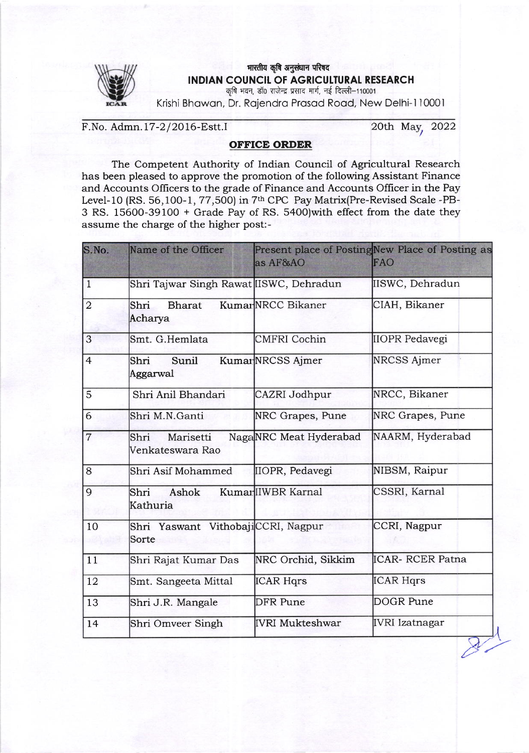भारतीय कृषि अनुसंधान परिषद

# INDIAN COUNCIL OF AGRICULTURAL RESEARCH

कृषि भवन, डॉ० राजेन्द्र प्रसाद मार्ग, नई दिल्ली–110001

Krishi Bhawan, Dr. Rajendra Prasad Road, New Delhi-110001

F.No. Admn.17-2/2016-Estt.I

20th May, 2022

## OFFICE ORDER

The Competent Authority of Indian Council of Agricultural Research has been pleased to approve the promotion of the following Assistant Finance and Accounts Officers to the grade of Finance and Accounts Officer in the Pay Level-10 (RS. 56,100-1, 77,500) in 7th CPC Pay Matrix(Pre-Revised Scale -PB-3 RS. 15600-39100 + Grade Pay of RS. 5400)with effect from the date they assume the charge of the higher post:-

| S.No. | Name of the Officer | Present place of Posting as AF&AO | New Place of Posting as FAO |
|---|---|---|---|
| 1 | Shri Tajwar Singh Rawat | IISWC, Dehradun | IISWC, Dehradun |
| 2 | Shri Bharat Kumar Acharya | NRCC Bikaner | CIAH, Bikaner |
| 3 | Smt. G.Hemlata | CMFRI Cochin | IIOPR Pedavegi |
| 4 | Shri Sunil Kumar Aggarwal | NRCSS Ajmer | NRCSS Ajmer |
| 5 | Shri Anil Bhandari | CAZRI Jodhpur | NRCC, Bikaner |
| 6 | Shri M.N.Ganti | NRC Grapes, Pune | NRC Grapes, Pune |
| 7 | Shri Marisetti Naga Venkateswara Rao | NRC Meat Hyderabad | NAARM, Hyderabad |
| 8 | Shri Asif Mohammed | IIOPR, Pedavegi | NIBSM, Raipur |
| 9 | Shri Ashok Kumar Kathuria | IIWBR Karnal | CSSRI, Karnal |
| 10 | Shri Yaswant Vithobaji Sorte | CCRI, Nagpur | CCRI, Nagpur |
| 11 | Shri Rajat Kumar Das | NRC Orchid, Sikkim | ICAR- RCER Patna |
| 12 | Smt. Sangeeta Mittal | ICAR Hqrs | ICAR Hqrs |
| 13 | Shri J.R. Mangale | DFR Pune | DOGR Pune |
| 14 | Shri Omveer Singh | IVRI Mukteshwar | IVRI Izatnagar |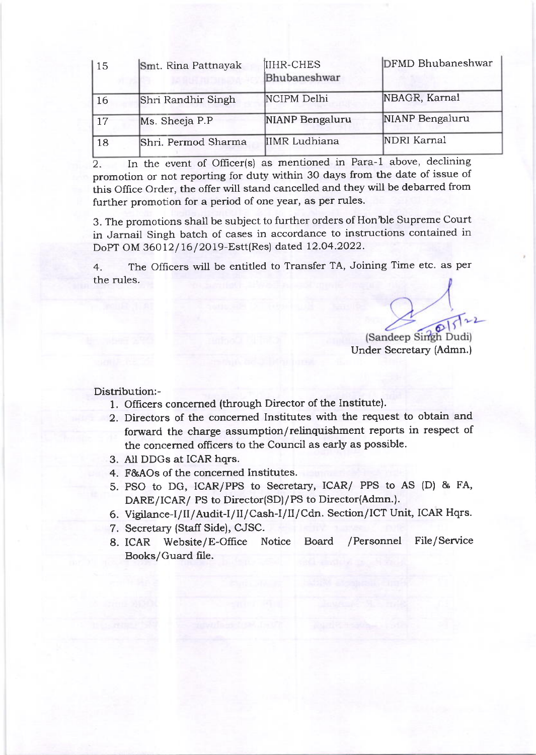| | | | |
|---|---|---|---|
| 15 | Smt. Rina Pattnayak | IIHR-CHES Bhubaneshwar | DFMD Bhubaneshwar |
| 16 | Shri Randhir Singh | NCIPM Delhi | NBAGR, Karnal |
| 17 | Ms. Sheeja P.P | NIANP Bengaluru | NIANP Bengaluru |
| 18 | Shri. Permod Sharma | IIMR Ludhiana | NDRI Karnal |

2. In the event of Officer(s) as mentioned in Para-1 above, declining promotion or not reporting for duty within 30 days from the date of issue of this Office Order, the offer will stand cancelled and they will be debarred from further promotion for a period of one year, as per rules.

3. The promotions shall be subject to further orders of Hon'ble Supreme Court in Jarnail Singh batch of cases in accordance to instructions contained in DoPT OM 36012/16/2019-Estt(Res) dated 12.04.2022.

4. The Officers will be entitled to Transfer TA, Joining Time etc. as per the rules.

20/5/22

(Sandeep Singh Dudi)
Under Secretary (Admn.)

Distribution:-

1. Officers concerned (through Director of the Institute).
2. Directors of the concerned Institutes with the request to obtain and forward the charge assumption/relinquishment reports in respect of the concerned officers to the Council as early as possible.
3. All DDGs at ICAR hqrs.
4. F&AOs of the concerned Institutes.
5. PSO to DG, ICAR/PPS to Secretary, ICAR/ PPS to AS (D) & FA, DARE/ICAR/ PS to Director(SD)/PS to Director(Admn.).
6. Vigilance-I/II/Audit-I/II/Cash-I/II/Cdn. Section/ICT Unit, ICAR Hqrs.
7. Secretary (Staff Side), CJSC.
8. ICAR Website/E-Office Notice Board /Personnel File/Service Books/Guard file.